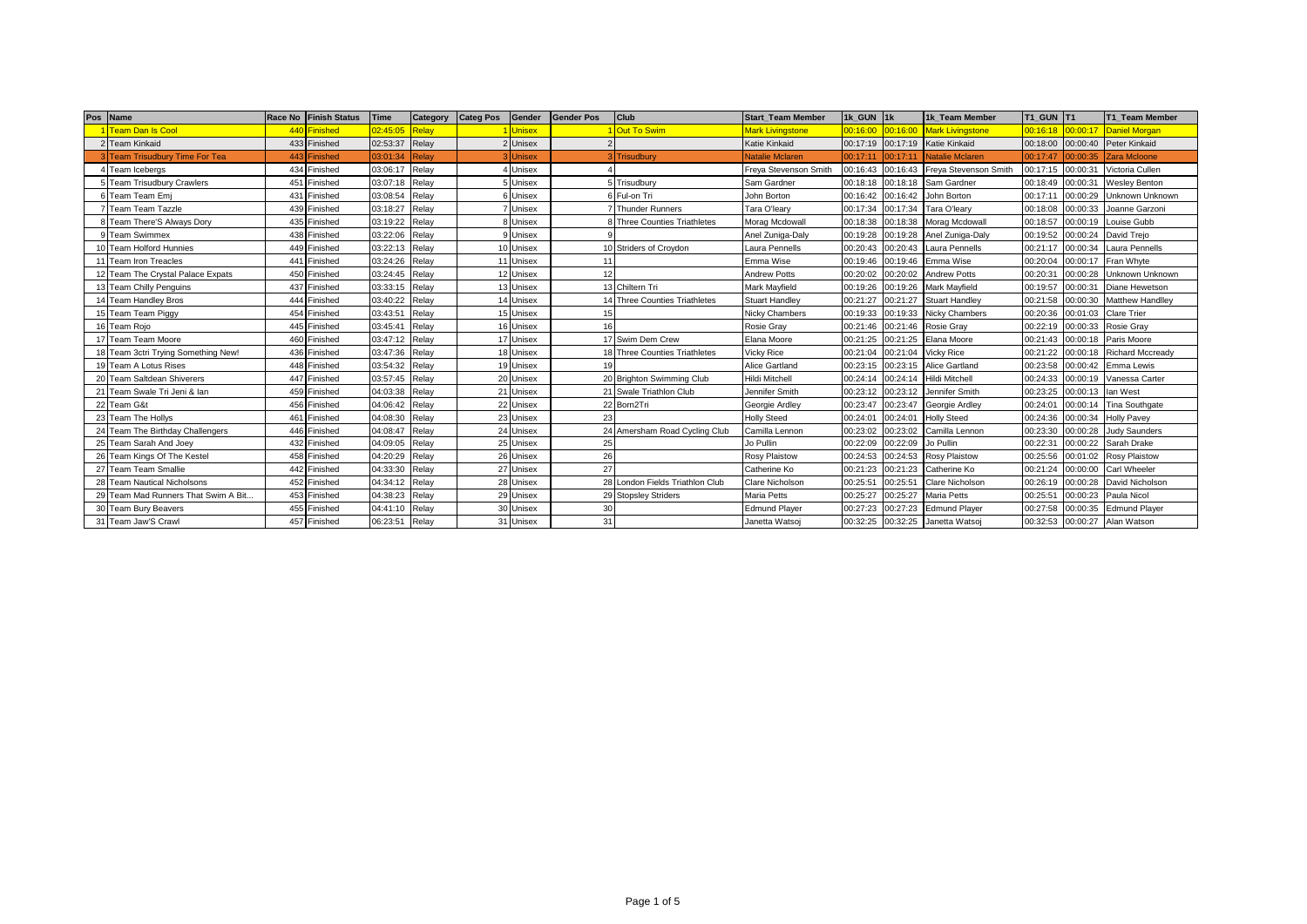| Pos | Name | Race No | Finish Status | Time | Category | Categ Pos | Gender | Gender Pos | Club | Start_Team Member | 1k_GUN | 1k | 1k_Team Member | T1_GUN | T1 | T1_Team Member |
|---|---|---|---|---|---|---|---|---|---|---|---|---|---|---|---|---|
| 1 | Team Dan Is Cool | 440 | Finished | 02:45:05 | Relay | 1 | Unisex | 1 | Out To Swim | Mark Livingstone | 00:16:00 | 00:16:00 | Mark Livingstone | 00:16:18 | 00:00:17 | Daniel Morgan |
| 2 | Team Kinkaid | 433 | Finished | 02:53:37 | Relay | 2 | Unisex | 2 | | Katie Kinkaid | 00:17:19 | 00:17:19 | Katie Kinkaid | 00:18:00 | 00:00:40 | Peter Kinkaid |
| 3 | Team Trisudbury Time For Tea | 443 | Finished | 03:01:34 | Relay | 3 | Unisex | 3 | Trisudbury | Natalie Mclaren | 00:17:11 | 00:17:11 | Natalie Mclaren | 00:17:47 | 00:00:35 | Zara Mcloone |
| 4 | Team Icebergs | 434 | Finished | 03:06:17 | Relay | 4 | Unisex | 4 | | Freya Stevenson Smith | 00:16:43 | 00:16:43 | Freya Stevenson Smith | 00:17:15 | 00:00:31 | Victoria Cullen |
| 5 | Team Trisudbury Crawlers | 451 | Finished | 03:07:18 | Relay | 5 | Unisex | 5 | Trisudbury | Sam Gardner | 00:18:18 | 00:18:18 | Sam Gardner | 00:18:49 | 00:00:31 | Wesley Benton |
| 6 | Team Team Emj | 431 | Finished | 03:08:54 | Relay | 6 | Unisex | 6 | Ful-on Tri | John Borton | 00:16:42 | 00:16:42 | John Borton | 00:17:11 | 00:00:29 | Unknown Unknown |
| 7 | Team Team Tazzle | 439 | Finished | 03:18:27 | Relay | 7 | Unisex | 7 | Thunder Runners | Tara O'leary | 00:17:34 | 00:17:34 | Tara O'leary | 00:18:08 | 00:00:33 | Joanne Garzoni |
| 8 | Team There'S Always Dory | 435 | Finished | 03:19:22 | Relay | 8 | Unisex | 8 | Three Counties Triathletes | Morag Mcdowall | 00:18:38 | 00:18:38 | Morag Mcdowall | 00:18:57 | 00:00:19 | Louise Gubb |
| 9 | Team Swimmex | 438 | Finished | 03:22:06 | Relay | 9 | Unisex | 9 | | Anel Zuniga-Daly | 00:19:28 | 00:19:28 | Anel Zuniga-Daly | 00:19:52 | 00:00:24 | David Trejo |
| 10 | Team Holford Hunnies | 449 | Finished | 03:22:13 | Relay | 10 | Unisex | 10 | Striders of Croydon | Laura Pennells | 00:20:43 | 00:20:43 | Laura Pennells | 00:21:17 | 00:00:34 | Laura Pennells |
| 11 | Team Iron Treacles | 441 | Finished | 03:24:26 | Relay | 11 | Unisex | 11 | | Emma Wise | 00:19:46 | 00:19:46 | Emma Wise | 00:20:04 | 00:00:17 | Fran Whyte |
| 12 | Team The Crystal Palace Expats | 450 | Finished | 03:24:45 | Relay | 12 | Unisex | 12 | | Andrew Potts | 00:20:02 | 00:20:02 | Andrew Potts | 00:20:31 | 00:00:28 | Unknown Unknown |
| 13 | Team Chilly Penguins | 437 | Finished | 03:33:15 | Relay | 13 | Unisex | 13 | Chiltern Tri | Mark Mayfield | 00:19:26 | 00:19:26 | Mark Mayfield | 00:19:57 | 00:00:31 | Diane Hewetson |
| 14 | Team Handley Bros | 444 | Finished | 03:40:22 | Relay | 14 | Unisex | 14 | Three Counties Triathletes | Stuart Handley | 00:21:27 | 00:21:27 | Stuart Handley | 00:21:58 | 00:00:30 | Matthew Handlley |
| 15 | Team Team Piggy | 454 | Finished | 03:43:51 | Relay | 15 | Unisex | 15 | | Nicky Chambers | 00:19:33 | 00:19:33 | Nicky Chambers | 00:20:36 | 00:01:03 | Clare Trier |
| 16 | Team Rojo | 445 | Finished | 03:45:41 | Relay | 16 | Unisex | 16 | | Rosie Gray | 00:21:46 | 00:21:46 | Rosie Gray | 00:22:19 | 00:00:33 | Rosie Gray |
| 17 | Team Team Moore | 460 | Finished | 03:47:12 | Relay | 17 | Unisex | 17 | Swim Dem Crew | Elana Moore | 00:21:25 | 00:21:25 | Elana Moore | 00:21:43 | 00:00:18 | Paris Moore |
| 18 | Team 3ctri Trying Something New! | 436 | Finished | 03:47:36 | Relay | 18 | Unisex | 18 | Three Counties Triathletes | Vicky Rice | 00:21:04 | 00:21:04 | Vicky Rice | 00:21:22 | 00:00:18 | Richard Mccready |
| 19 | Team A Lotus Rises | 448 | Finished | 03:54:32 | Relay | 19 | Unisex | 19 | | Alice Gartland | 00:23:15 | 00:23:15 | Alice Gartland | 00:23:58 | 00:00:42 | Emma Lewis |
| 20 | Team Saltdean Shiverers | 447 | Finished | 03:57:45 | Relay | 20 | Unisex | 20 | Brighton Swimming Club | Hildi Mitchell | 00:24:14 | 00:24:14 | Hildi Mitchell | 00:24:33 | 00:00:19 | Vanessa Carter |
| 21 | Team Swale Tri Jeni & Ian | 459 | Finished | 04:03:38 | Relay | 21 | Unisex | 21 | Swale Triathlon Club | Jennifer Smith | 00:23:12 | 00:23:12 | Jennifer Smith | 00:23:25 | 00:00:13 | Ian West |
| 22 | Team G&t | 456 | Finished | 04:06:42 | Relay | 22 | Unisex | 22 | Born2Tri | Georgie Ardley | 00:23:47 | 00:23:47 | Georgie Ardley | 00:24:01 | 00:00:14 | Tina Southgate |
| 23 | Team The Hollys | 461 | Finished | 04:08:30 | Relay | 23 | Unisex | 23 | | Holly Steed | 00:24:01 | 00:24:01 | Holly Steed | 00:24:36 | 00:00:34 | Holly Pavey |
| 24 | Team The Birthday Challengers | 446 | Finished | 04:08:47 | Relay | 24 | Unisex | 24 | Amersham Road Cycling Club | Camilla Lennon | 00:23:02 | 00:23:02 | Camilla Lennon | 00:23:30 | 00:00:28 | Judy Saunders |
| 25 | Team Sarah And Joey | 432 | Finished | 04:09:05 | Relay | 25 | Unisex | 25 | | Jo Pullin | 00:22:09 | 00:22:09 | Jo Pullin | 00:22:31 | 00:00:22 | Sarah Drake |
| 26 | Team Kings Of The Kestel | 458 | Finished | 04:20:29 | Relay | 26 | Unisex | 26 | | Rosy Plaistow | 00:24:53 | 00:24:53 | Rosy Plaistow | 00:25:56 | 00:01:02 | Rosy Plaistow |
| 27 | Team Team Smallie | 442 | Finished | 04:33:30 | Relay | 27 | Unisex | 27 | | Catherine Ko | 00:21:23 | 00:21:23 | Catherine Ko | 00:21:24 | 00:00:00 | Carl Wheeler |
| 28 | Team Nautical Nicholsons | 452 | Finished | 04:34:12 | Relay | 28 | Unisex | 28 | London Fields Triathlon Club | Clare Nicholson | 00:25:51 | 00:25:51 | Clare Nicholson | 00:26:19 | 00:00:28 | David Nicholson |
| 29 | Team Mad Runners That Swim A Bit... | 453 | Finished | 04:38:23 | Relay | 29 | Unisex | 29 | Stopsley Striders | Maria Petts | 00:25:27 | 00:25:27 | Maria Petts | 00:25:51 | 00:00:23 | Paula Nicol |
| 30 | Team Bury Beavers | 455 | Finished | 04:41:10 | Relay | 30 | Unisex | 30 | | Edmund Player | 00:27:23 | 00:27:23 | Edmund Player | 00:27:58 | 00:00:35 | Edmund Player |
| 31 | Team Jaw'S Crawl | 457 | Finished | 06:23:51 | Relay | 31 | Unisex | 31 | | Janetta Watsoj | 00:32:25 | 00:32:25 | Janetta Watsoj | 00:32:53 | 00:00:27 | Alan Watson |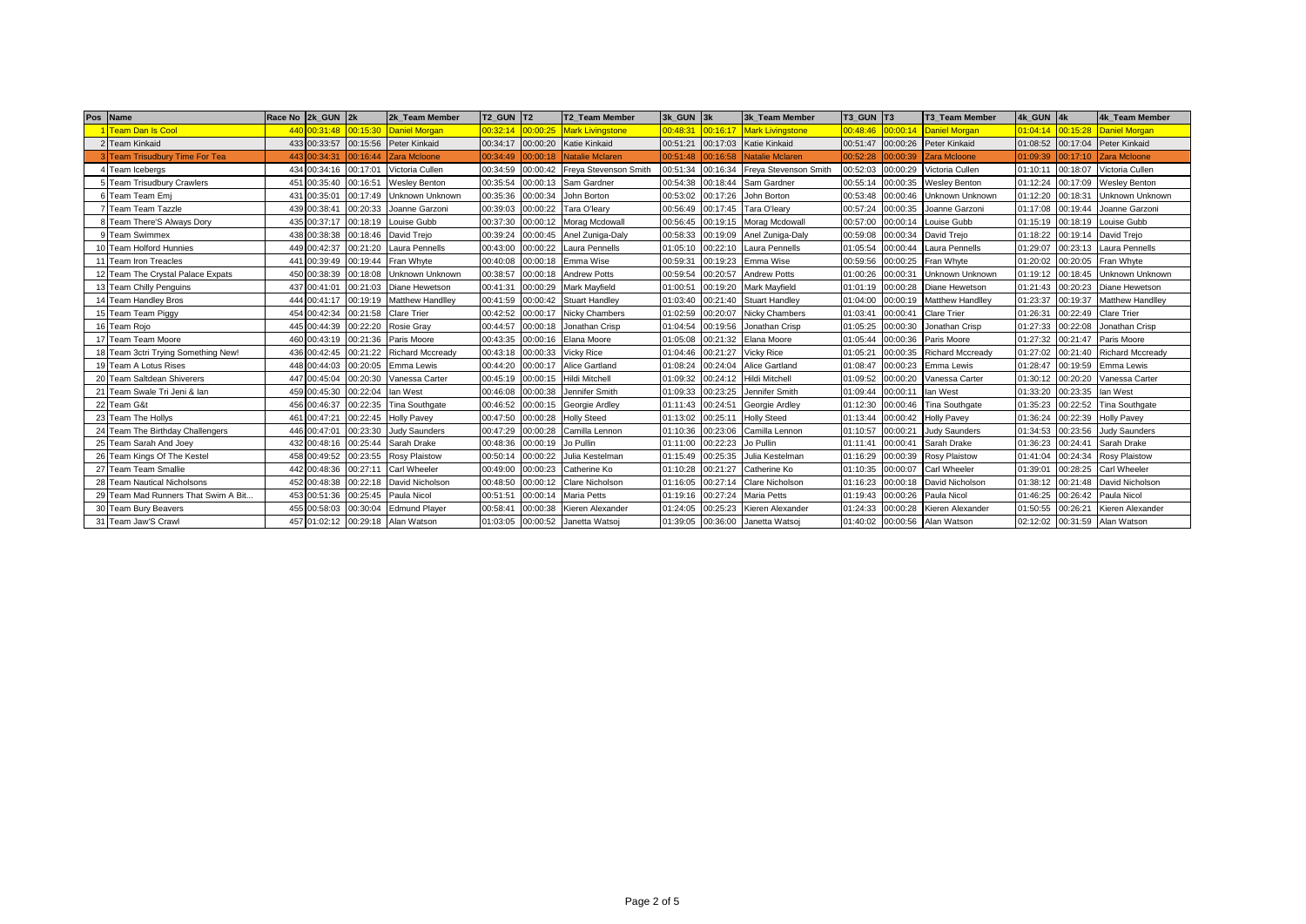| Pos | Name | Race No | 2k_GUN | 2k | 2k_Team Member | T2_GUN | T2 | T2_Team Member | 3k_GUN | 3k | 3k_Team Member | T3_GUN | T3 | T3_Team Member | 4k_GUN | 4k | 4k_Team Member |
|---|---|---|---|---|---|---|---|---|---|---|---|---|---|---|---|---|---|
| 1 | Team Dan Is Cool | 440 | 00:31:48 | 00:15:30 | Daniel Morgan | 00:32:14 | 00:00:25 | Mark Livingstone | 00:48:31 | 00:16:17 | Mark Livingstone | 00:48:46 | 00:00:14 | Daniel Morgan | 01:04:14 | 00:15:28 | Daniel Morgan |
| 2 | Team Kinkaid | 433 | 00:33:57 | 00:15:56 | Peter Kinkaid | 00:34:17 | 00:00:20 | Katie Kinkaid | 00:51:21 | 00:17:03 | Katie Kinkaid | 00:51:47 | 00:00:26 | Peter Kinkaid | 01:08:52 | 00:17:04 | Peter Kinkaid |
| 3 | Team Trisudbury Time For Tea | 443 | 00:34:31 | 00:16:44 | Zara Mcloone | 00:34:49 | 00:00:18 | Natalie Mclaren | 00:51:48 | 00:16:58 | Natalie Mclaren | 00:52:28 | 00:00:39 | Zara Mcloone | 01:09:39 | 00:17:10 | Zara Mcloone |
| 4 | Team Icebergs | 434 | 00:34:16 | 00:17:01 | Victoria Cullen | 00:34:59 | 00:00:42 | Freya Stevenson Smith | 00:51:34 | 00:16:34 | Freya Stevenson Smith | 00:52:03 | 00:00:29 | Victoria Cullen | 01:10:11 | 00:18:07 | Victoria Cullen |
| 5 | Team Trisudbury Crawlers | 451 | 00:35:40 | 00:16:51 | Wesley Benton | 00:35:54 | 00:00:13 | Sam Gardner | 00:54:38 | 00:18:44 | Sam Gardner | 00:55:14 | 00:00:35 | Wesley Benton | 01:12:24 | 00:17:09 | Wesley Benton |
| 6 | Team Team Emj | 431 | 00:35:01 | 00:17:49 | Unknown Unknown | 00:35:36 | 00:00:34 | John Borton | 00:53:02 | 00:17:26 | John Borton | 00:53:48 | 00:00:46 | Unknown Unknown | 01:12:20 | 00:18:31 | Unknown Unknown |
| 7 | Team Team Tazzle | 439 | 00:38:41 | 00:20:33 | Joanne Garzoni | 00:39:03 | 00:00:22 | Tara O'leary | 00:56:49 | 00:17:45 | Tara O'leary | 00:57:24 | 00:00:35 | Joanne Garzoni | 01:17:08 | 00:19:44 | Joanne Garzoni |
| 8 | Team There'S Always Dory | 435 | 00:37:17 | 00:18:19 | Louise Gubb | 00:37:30 | 00:00:12 | Morag Mcdowall | 00:56:45 | 00:19:15 | Morag Mcdowall | 00:57:00 | 00:00:14 | Louise Gubb | 01:15:19 | 00:18:19 | Louise Gubb |
| 9 | Team Swimmex | 438 | 00:38:38 | 00:18:46 | David Trejo | 00:39:24 | 00:00:45 | Anel Zuniga-Daly | 00:58:33 | 00:19:09 | Anel Zuniga-Daly | 00:59:08 | 00:00:34 | David Trejo | 01:18:22 | 00:19:14 | David Trejo |
| 10 | Team Holford Hunnies | 449 | 00:42:37 | 00:21:20 | Laura Pennells | 00:43:00 | 00:00:22 | Laura Pennells | 01:05:10 | 00:22:10 | Laura Pennells | 01:05:54 | 00:00:44 | Laura Pennells | 01:29:07 | 00:23:13 | Laura Pennells |
| 11 | Team Iron Treacles | 441 | 00:39:49 | 00:19:44 | Fran Whyte | 00:40:08 | 00:00:18 | Emma Wise | 00:59:31 | 00:19:23 | Emma Wise | 00:59:56 | 00:00:25 | Fran Whyte | 01:20:02 | 00:20:05 | Fran Whyte |
| 12 | Team The Crystal Palace Expats | 450 | 00:38:39 | 00:18:08 | Unknown Unknown | 00:38:57 | 00:00:18 | Andrew Potts | 00:59:54 | 00:20:57 | Andrew Potts | 01:00:26 | 00:00:31 | Unknown Unknown | 01:19:12 | 00:18:45 | Unknown Unknown |
| 13 | Team Chilly Penguins | 437 | 00:41:01 | 00:21:03 | Diane Hewetson | 00:41:31 | 00:00:29 | Mark Mayfield | 01:00:51 | 00:19:20 | Mark Mayfield | 01:01:19 | 00:00:28 | Diane Hewetson | 01:21:43 | 00:20:23 | Diane Hewetson |
| 14 | Team Handley Bros | 444 | 00:41:17 | 00:19:19 | Matthew Handlley | 00:41:59 | 00:00:42 | Stuart Handley | 01:03:40 | 00:21:40 | Stuart Handley | 01:04:00 | 00:00:19 | Matthew Handlley | 01:23:37 | 00:19:37 | Matthew Handlley |
| 15 | Team Team Piggy | 454 | 00:42:34 | 00:21:58 | Clare Trier | 00:42:52 | 00:00:17 | Nicky Chambers | 01:02:59 | 00:20:07 | Nicky Chambers | 01:03:41 | 00:00:41 | Clare Trier | 01:26:31 | 00:22:49 | Clare Trier |
| 16 | Team Rojo | 445 | 00:44:39 | 00:22:20 | Rosie Gray | 00:44:57 | 00:00:18 | Jonathan Crisp | 01:04:54 | 00:19:56 | Jonathan Crisp | 01:05:25 | 00:00:30 | Jonathan Crisp | 01:27:33 | 00:22:08 | Jonathan Crisp |
| 17 | Team Team Moore | 460 | 00:43:19 | 00:21:36 | Paris Moore | 00:43:35 | 00:00:16 | Elana Moore | 01:05:08 | 00:21:32 | Elana Moore | 01:05:44 | 00:00:36 | Paris Moore | 01:27:32 | 00:21:47 | Paris Moore |
| 18 | Team 3ctri Trying Something New! | 436 | 00:42:45 | 00:21:22 | Richard Mccready | 00:43:18 | 00:00:33 | Vicky Rice | 01:04:46 | 00:21:27 | Vicky Rice | 01:05:21 | 00:00:35 | Richard Mccready | 01:27:02 | 00:21:40 | Richard Mccready |
| 19 | Team A Lotus Rises | 448 | 00:44:03 | 00:20:05 | Emma Lewis | 00:44:20 | 00:00:17 | Alice Gartland | 01:08:24 | 00:24:04 | Alice Gartland | 01:08:47 | 00:00:23 | Emma Lewis | 01:28:47 | 00:19:59 | Emma Lewis |
| 20 | Team Saltdean Shiverers | 447 | 00:45:04 | 00:20:30 | Vanessa Carter | 00:45:19 | 00:00:15 | Hildi Mitchell | 01:09:32 | 00:24:12 | Hildi Mitchell | 01:09:52 | 00:00:20 | Vanessa Carter | 01:30:12 | 00:20:20 | Vanessa Carter |
| 21 | Team Swale Tri Jeni & Ian | 459 | 00:45:30 | 00:22:04 | Ian West | 00:46:08 | 00:00:38 | Jennifer Smith | 01:09:33 | 00:23:25 | Jennifer Smith | 01:09:44 | 00:00:11 | Ian West | 01:33:20 | 00:23:35 | Ian West |
| 22 | Team G&t | 456 | 00:46:37 | 00:22:35 | Tina Southgate | 00:46:52 | 00:00:15 | Georgie Ardley | 01:11:43 | 00:24:51 | Georgie Ardley | 01:12:30 | 00:00:46 | Tina Southgate | 01:35:23 | 00:22:52 | Tina Southgate |
| 23 | Team The Hollys | 461 | 00:47:21 | 00:22:45 | Holly Pavey | 00:47:50 | 00:00:28 | Holly Steed | 01:13:02 | 00:25:11 | Holly Steed | 01:13:44 | 00:00:42 | Holly Pavey | 01:36:24 | 00:22:39 | Holly Pavey |
| 24 | Team The Birthday Challengers | 446 | 00:47:01 | 00:23:30 | Judy Saunders | 00:47:29 | 00:00:28 | Camilla Lennon | 01:10:36 | 00:23:06 | Camilla Lennon | 01:10:57 | 00:00:21 | Judy Saunders | 01:34:53 | 00:23:56 | Judy Saunders |
| 25 | Team Sarah And Joey | 432 | 00:48:16 | 00:25:44 | Sarah Drake | 00:48:36 | 00:00:19 | Jo Pullin | 01:11:00 | 00:22:23 | Jo Pullin | 01:11:41 | 00:00:41 | Sarah Drake | 01:36:23 | 00:24:41 | Sarah Drake |
| 26 | Team Kings Of The Kestel | 458 | 00:49:52 | 00:23:55 | Rosy Plaistow | 00:50:14 | 00:00:22 | Julia Kestelman | 01:15:49 | 00:25:35 | Julia Kestelman | 01:16:29 | 00:00:39 | Rosy Plaistow | 01:41:04 | 00:24:34 | Rosy Plaistow |
| 27 | Team Team Smallie | 442 | 00:48:36 | 00:27:11 | Carl Wheeler | 00:49:00 | 00:00:23 | Catherine Ko | 01:10:28 | 00:21:27 | Catherine Ko | 01:10:35 | 00:00:07 | Carl Wheeler | 01:39:01 | 00:28:25 | Carl Wheeler |
| 28 | Team Nautical Nicholsons | 452 | 00:48:38 | 00:22:18 | David Nicholson | 00:48:50 | 00:00:12 | Clare Nicholson | 01:16:05 | 00:27:14 | Clare Nicholson | 01:16:23 | 00:00:18 | David Nicholson | 01:38:12 | 00:21:48 | David Nicholson |
| 29 | Team Mad Runners That Swim A Bit... | 453 | 00:51:36 | 00:25:45 | Paula Nicol | 00:51:51 | 00:00:14 | Maria Petts | 01:19:16 | 00:27:24 | Maria Petts | 01:19:43 | 00:00:26 | Paula Nicol | 01:46:25 | 00:26:42 | Paula Nicol |
| 30 | Team Bury Beavers | 455 | 00:58:03 | 00:30:04 | Edmund Player | 00:58:41 | 00:00:38 | Kieren Alexander | 01:24:05 | 00:25:23 | Kieren Alexander | 01:24:33 | 00:00:28 | Kieren Alexander | 01:50:55 | 00:26:21 | Kieren Alexander |
| 31 | Team Jaw'S Crawl | 457 | 01:02:12 | 00:29:18 | Alan Watson | 01:03:05 | 00:00:52 | Janetta Watsoj | 01:39:05 | 00:36:00 | Janetta Watsoj | 01:40:02 | 00:00:56 | Alan Watson | 02:12:02 | 00:31:59 | Alan Watson |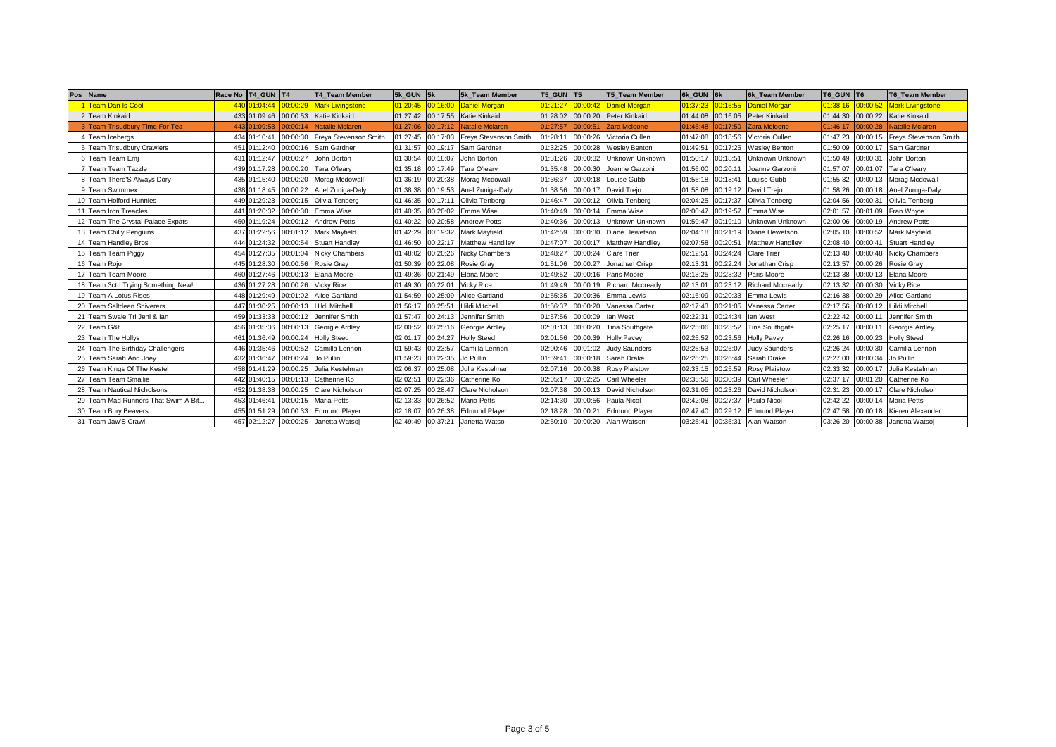| Pos | Name | Race No | T4_GUN | T4 | T4_Team Member | 5k_GUN | 5k | 5k_Team Member | T5_GUN | T5 | T5_Team Member | 6k_GUN | 6k | 6k_Team Member | T6_GUN | T6 | T6_Team Member |
|---|---|---|---|---|---|---|---|---|---|---|---|---|---|---|---|---|---|
| 1 | Team Dan Is Cool | 440 | 01:04:44 | 00:00:29 | Mark Livingstone | 01:20:45 | 00:16:00 | Daniel Morgan | 01:21:27 | 00:00:42 | Daniel Morgan | 01:37:23 | 00:15:55 | Daniel Morgan | 01:38:16 | 00:00:52 | Mark Livingstone |
| 2 | Team Kinkaid | 433 | 01:09:46 | 00:00:53 | Katie Kinkaid | 01:27:42 | 00:17:55 | Katie Kinkaid | 01:28:02 | 00:00:20 | Peter Kinkaid | 01:44:08 | 00:16:05 | Peter Kinkaid | 01:44:30 | 00:00:22 | Katie Kinkaid |
| 3 | Team Trisudbury Time For Tea | 443 | 01:09:53 | 00:00:14 | Natalie Mclaren | 01:27:06 | 00:17:12 | Natalie Mclaren | 01:27:57 | 00:00:51 | Zara Mcloone | 01:45:48 | 00:17:50 | Zara Mcloone | 01:46:17 | 00:00:28 | Natalie Mclaren |
| 4 | Team Icebergs | 434 | 01:10:41 | 00:00:30 | Freya Stevenson Smith | 01:27:45 | 00:17:03 | Freya Stevenson Smith | 01:28:11 | 00:00:26 | Victoria Cullen | 01:47:08 | 00:18:56 | Victoria Cullen | 01:47:23 | 00:00:15 | Freya Stevenson Smith |
| 5 | Team Trisudbury Crawlers | 451 | 01:12:40 | 00:00:16 | Sam Gardner | 01:31:57 | 00:19:17 | Sam Gardner | 01:32:25 | 00:00:28 | Wesley Benton | 01:49:51 | 00:17:25 | Wesley Benton | 01:50:09 | 00:00:17 | Sam Gardner |
| 6 | Team Team Emj | 431 | 01:12:47 | 00:00:27 | John Borton | 01:30:54 | 00:18:07 | John Borton | 01:31:26 | 00:00:32 | Unknown Unknown | 01:50:17 | 00:18:51 | Unknown Unknown | 01:50:49 | 00:00:31 | John Borton |
| 7 | Team Team Tazzle | 439 | 01:17:28 | 00:00:20 | Tara O'leary | 01:35:18 | 00:17:49 | Tara O'leary | 01:35:48 | 00:00:30 | Joanne Garzoni | 01:56:00 | 00:20:11 | Joanne Garzoni | 01:57:07 | 00:01:07 | Tara O'leary |
| 8 | Team There'S Always Dory | 435 | 01:15:40 | 00:00:20 | Morag Mcdowall | 01:36:19 | 00:20:38 | Morag Mcdowall | 01:36:37 | 00:00:18 | Louise Gubb | 01:55:18 | 00:18:41 | Louise Gubb | 01:55:32 | 00:00:13 | Morag Mcdowall |
| 9 | Team Swimmex | 438 | 01:18:45 | 00:00:22 | Anel Zuniga-Daly | 01:38:38 | 00:19:53 | Anel Zuniga-Daly | 01:38:56 | 00:00:17 | David Trejo | 01:58:08 | 00:19:12 | David Trejo | 01:58:26 | 00:00:18 | Anel Zuniga-Daly |
| 10 | Team Holford Hunnies | 449 | 01:29:23 | 00:00:15 | Olivia Tenberg | 01:46:35 | 00:17:11 | Olivia Tenberg | 01:46:47 | 00:00:12 | Olivia Tenberg | 02:04:25 | 00:17:37 | Olivia Tenberg | 02:04:56 | 00:00:31 | Olivia Tenberg |
| 11 | Team Iron Treacles | 441 | 01:20:32 | 00:00:30 | Emma Wise | 01:40:35 | 00:20:02 | Emma Wise | 01:40:49 | 00:00:14 | Emma Wise | 02:00:47 | 00:19:57 | Emma Wise | 02:01:57 | 00:01:09 | Fran Whyte |
| 12 | Team The Crystal Palace Expats | 450 | 01:19:24 | 00:00:12 | Andrew Potts | 01:40:22 | 00:20:58 | Andrew Potts | 01:40:36 | 00:00:13 | Unknown Unknown | 01:59:47 | 00:19:10 | Unknown Unknown | 02:00:06 | 00:00:19 | Andrew Potts |
| 13 | Team Chilly Penguins | 437 | 01:22:56 | 00:01:12 | Mark Mayfield | 01:42:29 | 00:19:32 | Mark Mayfield | 01:42:59 | 00:00:30 | Diane Hewetson | 02:04:18 | 00:21:19 | Diane Hewetson | 02:05:10 | 00:00:52 | Mark Mayfield |
| 14 | Team Handley Bros | 444 | 01:24:32 | 00:00:54 | Stuart Handley | 01:46:50 | 00:22:17 | Matthew Handlley | 01:47:07 | 00:00:17 | Matthew Handlley | 02:07:58 | 00:20:51 | Matthew Handlley | 02:08:40 | 00:00:41 | Stuart Handley |
| 15 | Team Team Piggy | 454 | 01:27:35 | 00:01:04 | Nicky Chambers | 01:48:02 | 00:20:26 | Nicky Chambers | 01:48:27 | 00:00:24 | Clare Trier | 02:12:51 | 00:24:24 | Clare Trier | 02:13:40 | 00:00:48 | Nicky Chambers |
| 16 | Team Rojo | 445 | 01:28:30 | 00:00:56 | Rosie Gray | 01:50:39 | 00:22:08 | Rosie Gray | 01:51:06 | 00:00:27 | Jonathan Crisp | 02:13:31 | 00:22:24 | Jonathan Crisp | 02:13:57 | 00:00:26 | Rosie Gray |
| 17 | Team Team Moore | 460 | 01:27:46 | 00:00:13 | Elana Moore | 01:49:36 | 00:21:49 | Elana Moore | 01:49:52 | 00:00:16 | Paris Moore | 02:13:25 | 00:23:32 | Paris Moore | 02:13:38 | 00:00:13 | Elana Moore |
| 18 | Team 3ctri Trying Something New! | 436 | 01:27:28 | 00:00:26 | Vicky Rice | 01:49:30 | 00:22:01 | Vicky Rice | 01:49:49 | 00:00:19 | Richard Mccready | 02:13:01 | 00:23:12 | Richard Mccready | 02:13:32 | 00:00:30 | Vicky Rice |
| 19 | Team A Lotus Rises | 448 | 01:29:49 | 00:01:02 | Alice Gartland | 01:54:59 | 00:25:09 | Alice Gartland | 01:55:35 | 00:00:36 | Emma Lewis | 02:16:09 | 00:20:33 | Emma Lewis | 02:16:38 | 00:00:29 | Alice Gartland |
| 20 | Team Saltdean Shiverers | 447 | 01:30:25 | 00:00:13 | Hildi Mitchell | 01:56:17 | 00:25:51 | Hildi Mitchell | 01:56:37 | 00:00:20 | Vanessa Carter | 02:17:43 | 00:21:05 | Vanessa Carter | 02:17:56 | 00:00:12 | Hildi Mitchell |
| 21 | Team Swale Tri Jeni & Ian | 459 | 01:33:33 | 00:00:12 | Jennifer Smith | 01:57:47 | 00:24:13 | Jennifer Smith | 01:57:56 | 00:00:09 | Ian West | 02:22:31 | 00:24:34 | Ian West | 02:22:42 | 00:00:11 | Jennifer Smith |
| 22 | Team G&t | 456 | 01:35:36 | 00:00:13 | Georgie Ardley | 02:00:52 | 00:25:16 | Georgie Ardley | 02:01:13 | 00:00:20 | Tina Southgate | 02:25:06 | 00:23:52 | Tina Southgate | 02:25:17 | 00:00:11 | Georgie Ardley |
| 23 | Team The Hollys | 461 | 01:36:49 | 00:00:24 | Holly Steed | 02:01:17 | 00:24:27 | Holly Steed | 02:01:56 | 00:00:39 | Holly Pavey | 02:25:52 | 00:23:56 | Holly Pavey | 02:26:16 | 00:00:23 | Holly Steed |
| 24 | Team The Birthday Challengers | 446 | 01:35:46 | 00:00:52 | Camilla Lennon | 01:59:43 | 00:23:57 | Camilla Lennon | 02:00:46 | 00:01:02 | Judy Saunders | 02:25:53 | 00:25:07 | Judy Saunders | 02:26:24 | 00:00:30 | Camilla Lennon |
| 25 | Team Sarah And Joey | 432 | 01:36:47 | 00:00:24 | Jo Pullin | 01:59:23 | 00:22:35 | Jo Pullin | 01:59:41 | 00:00:18 | Sarah Drake | 02:26:25 | 00:26:44 | Sarah Drake | 02:27:00 | 00:00:34 | Jo Pullin |
| 26 | Team Kings Of The Kestel | 458 | 01:41:29 | 00:00:25 | Julia Kestelman | 02:06:37 | 00:25:08 | Julia Kestelman | 02:07:16 | 00:00:38 | Rosy Plaistow | 02:33:15 | 00:25:59 | Rosy Plaistow | 02:33:32 | 00:00:17 | Julia Kestelman |
| 27 | Team Team Smallie | 442 | 01:40:15 | 00:01:13 | Catherine Ko | 02:02:51 | 00:22:36 | Catherine Ko | 02:05:17 | 00:02:25 | Carl Wheeler | 02:35:56 | 00:30:39 | Carl Wheeler | 02:37:17 | 00:01:20 | Catherine Ko |
| 28 | Team Nautical Nicholsons | 452 | 01:38:38 | 00:00:25 | Clare Nicholson | 02:07:25 | 00:28:47 | Clare Nicholson | 02:07:38 | 00:00:13 | David Nicholson | 02:31:05 | 00:23:26 | David Nicholson | 02:31:23 | 00:00:17 | Clare Nicholson |
| 29 | Team Mad Runners That Swim A Bit... | 453 | 01:46:41 | 00:00:15 | Maria Petts | 02:13:33 | 00:26:52 | Maria Petts | 02:14:30 | 00:00:56 | Paula Nicol | 02:42:08 | 00:27:37 | Paula Nicol | 02:42:22 | 00:00:14 | Maria Petts |
| 30 | Team Bury Beavers | 455 | 01:51:29 | 00:00:33 | Edmund Player | 02:18:07 | 00:26:38 | Edmund Player | 02:18:28 | 00:00:21 | Edmund Player | 02:47:40 | 00:29:12 | Edmund Player | 02:47:58 | 00:00:18 | Kieren Alexander |
| 31 | Team Jaw'S Crawl | 457 | 02:12:27 | 00:00:25 | Janetta Watsoj | 02:49:49 | 00:37:21 | Janetta Watsoj | 02:50:10 | 00:00:20 | Alan Watson | 03:25:41 | 00:35:31 | Alan Watson | 03:26:20 | 00:00:38 | Janetta Watsoj |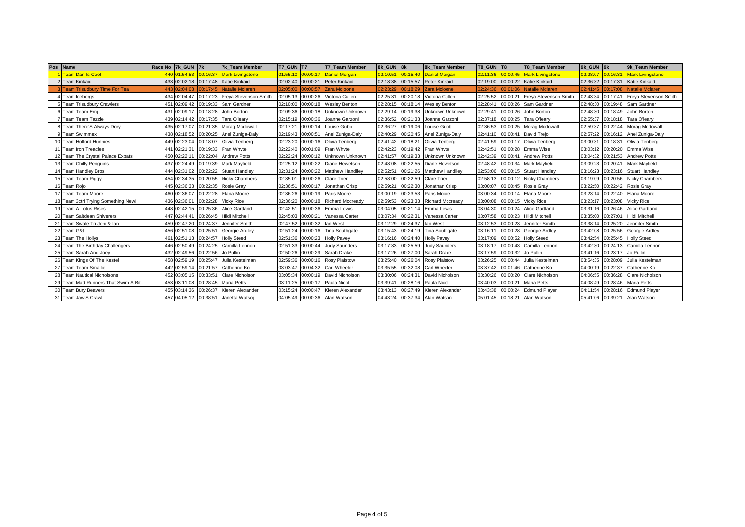| Pos | Name | Race No | 7k_GUN | 7k | 7k_Team Member | T7_GUN | T7 | T7_Team Member | 8k_GUN | 8k | 8k_Team Member | T8_GUN | T8 | T8_Team Member | 9k_GUN | 9k | 9k_Team Member |
|---|---|---|---|---|---|---|---|---|---|---|---|---|---|---|---|---|---|
| 1 | Team Dan Is Cool | 440 | 01:54:53 | 00:16:37 | Mark Livingstone | 01:55:10 | 00:00:17 | Daniel Morgan | 02:10:51 | 00:15:40 | Daniel Morgan | 02:11:36 | 00:00:45 | Mark Livingstone | 02:28:07 | 00:16:31 | Mark Livingstone |
| 2 | Team Kinkaid | 433 | 02:02:18 | 00:17:48 | Katie Kinkaid | 02:02:40 | 00:00:21 | Peter Kinkaid | 02:18:38 | 00:15:57 | Peter Kinkaid | 02:19:00 | 00:00:22 | Katie Kinkaid | 02:36:32 | 00:17:31 | Katie Kinkaid |
| 3 | Team Trisudbury Time For Tea | 443 | 02:04:03 | 00:17:45 | Natalie Mclaren | 02:05:00 | 00:00:57 | Zara Mcloone | 02:23:29 | 00:18:29 | Zara Mcloone | 02:24:36 | 00:01:06 | Natalie Mclaren | 02:41:45 | 00:17:08 | Natalie Mclaren |
| 4 | Team Icebergs | 434 | 02:04:47 | 00:17:23 | Freya Stevenson Smith | 02:05:13 | 00:00:26 | Victoria Cullen | 02:25:31 | 00:20:18 | Victoria Cullen | 02:25:52 | 00:00:21 | Freya Stevenson Smith | 02:43:34 | 00:17:41 | Freya Stevenson Smith |
| 5 | Team Trisudbury Crawlers | 451 | 02:09:42 | 00:19:33 | Sam Gardner | 02:10:00 | 00:00:18 | Wesley Benton | 02:28:15 | 00:18:14 | Wesley Benton | 02:28:41 | 00:00:26 | Sam Gardner | 02:48:30 | 00:19:48 | Sam Gardner |
| 6 | Team Team Emj | 431 | 02:09:17 | 00:18:28 | John Borton | 02:09:36 | 00:00:18 | Unknown Unknown | 02:29:14 | 00:19:38 | Unknown Unknown | 02:29:41 | 00:00:26 | John Borton | 02:48:30 | 00:18:49 | John Borton |
| 7 | Team Team Tazzle | 439 | 02:14:42 | 00:17:35 | Tara O'leary | 02:15:19 | 00:00:36 | Joanne Garzoni | 02:36:52 | 00:21:33 | Joanne Garzoni | 02:37:18 | 00:00:25 | Tara O'leary | 02:55:37 | 00:18:18 | Tara O'leary |
| 8 | Team There'S Always Dory | 435 | 02:17:07 | 00:21:35 | Morag Mcdowall | 02:17:21 | 00:00:14 | Louise Gubb | 02:36:27 | 00:19:06 | Louise Gubb | 02:36:53 | 00:00:25 | Morag Mcdowall | 02:59:37 | 00:22:44 | Morag Mcdowall |
| 9 | Team Swimmex | 438 | 02:18:52 | 00:20:25 | Anel Zuniga-Daly | 02:19:43 | 00:00:51 | Anel Zuniga-Daly | 02:40:29 | 00:20:45 | Anel Zuniga-Daly | 02:41:10 | 00:00:41 | David Trejo | 02:57:22 | 00:16:12 | Anel Zuniga-Daly |
| 10 | Team Holford Hunnies | 449 | 02:23:04 | 00:18:07 | Olivia Tenberg | 02:23:20 | 00:00:16 | Olivia Tenberg | 02:41:42 | 00:18:21 | Olivia Tenberg | 02:41:59 | 00:00:17 | Olivia Tenberg | 03:00:31 | 00:18:31 | Olivia Tenberg |
| 11 | Team Iron Treacles | 441 | 02:21:31 | 00:19:33 | Fran Whyte | 02:22:40 | 00:01:09 | Fran Whyte | 02:42:23 | 00:19:42 | Fran Whyte | 02:42:51 | 00:00:28 | Emma Wise | 03:03:12 | 00:20:20 | Emma Wise |
| 12 | Team The Crystal Palace Expats | 450 | 02:22:11 | 00:22:04 | Andrew Potts | 02:22:24 | 00:00:12 | Unknown Unknown | 02:41:57 | 00:19:33 | Unknown Unknown | 02:42:39 | 00:00:41 | Andrew Potts | 03:04:32 | 00:21:53 | Andrew Potts |
| 13 | Team Chilly Penguins | 437 | 02:24:49 | 00:19:39 | Mark Mayfield | 02:25:12 | 00:00:22 | Diane Hewetson | 02:48:08 | 00:22:55 | Diane Hewetson | 02:48:42 | 00:00:34 | Mark Mayfield | 03:09:23 | 00:20:41 | Mark Mayfield |
| 14 | Team Handley Bros | 444 | 02:31:02 | 00:22:22 | Stuart Handley | 02:31:24 | 00:00:22 | Matthew Handlley | 02:52:51 | 00:21:26 | Matthew Handlley | 02:53:06 | 00:00:15 | Stuart Handley | 03:16:23 | 00:23:16 | Stuart Handley |
| 15 | Team Team Piggy | 454 | 02:34:35 | 00:20:55 | Nicky Chambers | 02:35:01 | 00:00:26 | Clare Trier | 02:58:00 | 00:22:59 | Clare Trier | 02:58:13 | 00:00:12 | Nicky Chambers | 03:19:09 | 00:20:56 | Nicky Chambers |
| 16 | Team Rojo | 445 | 02:36:33 | 00:22:35 | Rosie Gray | 02:36:51 | 00:00:17 | Jonathan Crisp | 02:59:21 | 00:22:30 | Jonathan Crisp | 03:00:07 | 00:00:45 | Rosie Gray | 03:22:50 | 00:22:42 | Rosie Gray |
| 17 | Team Team Moore | 460 | 02:36:07 | 00:22:28 | Elana Moore | 02:36:26 | 00:00:19 | Paris Moore | 03:00:19 | 00:23:53 | Paris Moore | 03:00:34 | 00:00:14 | Elana Moore | 03:23:14 | 00:22:40 | Elana Moore |
| 18 | Team 3ctri Trying Something New! | 436 | 02:36:01 | 00:22:28 | Vicky Rice | 02:36:20 | 00:00:18 | Richard Mccready | 02:59:53 | 00:23:33 | Richard Mccready | 03:00:08 | 00:00:15 | Vicky Rice | 03:23:17 | 00:23:08 | Vicky Rice |
| 19 | Team A Lotus Rises | 448 | 02:42:15 | 00:25:36 | Alice Gartland | 02:42:51 | 00:00:36 | Emma Lewis | 03:04:05 | 00:21:14 | Emma Lewis | 03:04:30 | 00:00:24 | Alice Gartland | 03:31:16 | 00:26:46 | Alice Gartland |
| 20 | Team Saltdean Shiverers | 447 | 02:44:41 | 00:26:45 | Hildi Mitchell | 02:45:03 | 00:00:21 | Vanessa Carter | 03:07:34 | 00:22:31 | Vanessa Carter | 03:07:58 | 00:00:23 | Hildi Mitchell | 03:35:00 | 00:27:01 | Hildi Mitchell |
| 21 | Team Swale Tri Jeni & Ian | 459 | 02:47:20 | 00:24:37 | Jennifer Smith | 02:47:52 | 00:00:32 | Ian West | 03:12:29 | 00:24:37 | Ian West | 03:12:53 | 00:00:23 | Jennifer Smith | 03:38:14 | 00:25:20 | Jennifer Smith |
| 22 | Team G&t | 456 | 02:51:08 | 00:25:51 | Georgie Ardley | 02:51:24 | 00:00:16 | Tina Southgate | 03:15:43 | 00:24:19 | Tina Southgate | 03:16:11 | 00:00:28 | Georgie Ardley | 03:42:08 | 00:25:56 | Georgie Ardley |
| 23 | Team The Hollys | 461 | 02:51:13 | 00:24:57 | Holly Steed | 02:51:36 | 00:00:23 | Holly Pavey | 03:16:16 | 00:24:40 | Holly Pavey | 03:17:09 | 00:00:52 | Holly Steed | 03:42:54 | 00:25:45 | Holly Steed |
| 24 | Team The Birthday Challengers | 446 | 02:50:49 | 00:24:25 | Camilla Lennon | 02:51:33 | 00:00:44 | Judy Saunders | 03:17:33 | 00:25:59 | Judy Saunders | 03:18:17 | 00:00:43 | Camilla Lennon | 03:42:30 | 00:24:13 | Camilla Lennon |
| 25 | Team Sarah And Joey | 432 | 02:49:56 | 00:22:56 | Jo Pullin | 02:50:26 | 00:00:29 | Sarah Drake | 03:17:26 | 00:27:00 | Sarah Drake | 03:17:59 | 00:00:32 | Jo Pullin | 03:41:16 | 00:23:17 | Jo Pullin |
| 26 | Team Kings Of The Kestel | 458 | 02:59:19 | 00:25:47 | Julia Kestelman | 02:59:36 | 00:00:16 | Rosy Plaistow | 03:25:40 | 00:26:04 | Rosy Plaistow | 03:26:25 | 00:00:44 | Julia Kestelman | 03:54:35 | 00:28:09 | Julia Kestelman |
| 27 | Team Team Smallie | 442 | 02:59:14 | 00:21:57 | Catherine Ko | 03:03:47 | 00:04:32 | Carl Wheeler | 03:35:55 | 00:32:08 | Carl Wheeler | 03:37:42 | 00:01:46 | Catherine Ko | 04:00:19 | 00:22:37 | Catherine Ko |
| 28 | Team Nautical Nicholsons | 452 | 03:05:15 | 00:33:51 | Clare Nicholson | 03:05:34 | 00:00:19 | David Nicholson | 03:30:06 | 00:24:31 | David Nicholson | 03:30:26 | 00:00:20 | Clare Nicholson | 04:06:55 | 00:36:28 | Clare Nicholson |
| 29 | Team Mad Runners That Swim A Bit... | 453 | 03:11:08 | 00:28:45 | Maria Petts | 03:11:25 | 00:00:17 | Paula Nicol | 03:39:41 | 00:28:16 | Paula Nicol | 03:40:03 | 00:00:21 | Maria Petts | 04:08:49 | 00:28:46 | Maria Petts |
| 30 | Team Bury Beavers | 455 | 03:14:36 | 00:26:37 | Kieren Alexander | 03:15:24 | 00:00:47 | Kieren Alexander | 03:43:13 | 00:27:49 | Kieren Alexander | 03:43:38 | 00:00:24 | Edmund Player | 04:11:54 | 00:28:16 | Edmund Player |
| 31 | Team Jaw'S Crawl | 457 | 04:05:12 | 00:38:51 | Janetta Watsoj | 04:05:49 | 00:00:36 | Alan Watson | 04:43:24 | 00:37:34 | Alan Watson | 05:01:45 | 00:18:21 | Alan Watson | 05:41:06 | 00:39:21 | Alan Watson |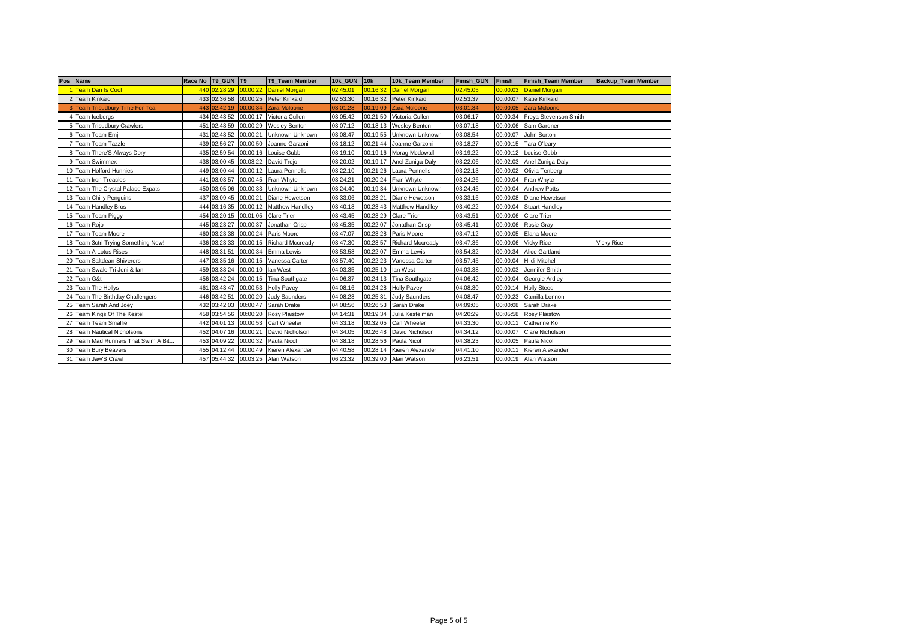| Pos | Name | Race No | T9_GUN | T9 | T9_Team Member | 10k_GUN | 10k | 10k_Team Member | Finish_GUN | Finish | Finish_Team Member | Backup_Team Member |
|---|---|---|---|---|---|---|---|---|---|---|---|---|
| 1 | Team Dan Is Cool | 440 | 02:28:29 | 00:00:22 | Daniel Morgan | 02:45:01 | 00:16:32 | Daniel Morgan | 02:45:05 | 00:00:03 | Daniel Morgan | |
| 2 | Team Kinkaid | 433 | 02:36:58 | 00:00:25 | Peter Kinkaid | 02:53:30 | 00:16:32 | Peter Kinkaid | 02:53:37 | 00:00:07 | Katie Kinkaid | |
| 3 | Team Trisudbury Time For Tea | 443 | 02:42:19 | 00:00:34 | Zara Mcloone | 03:01:28 | 00:19:09 | Zara Mcloone | 03:01:34 | 00:00:05 | Zara Mcloone | |
| 4 | Team Icebergs | 434 | 02:43:52 | 00:00:17 | Victoria Cullen | 03:05:42 | 00:21:50 | Victoria Cullen | 03:06:17 | 00:00:34 | Freya Stevenson Smith | |
| 5 | Team Trisudbury Crawlers | 451 | 02:48:59 | 00:00:29 | Wesley Benton | 03:07:12 | 00:18:13 | Wesley Benton | 03:07:18 | 00:00:06 | Sam Gardner | |
| 6 | Team Team Emj | 431 | 02:48:52 | 00:00:21 | Unknown Unknown | 03:08:47 | 00:19:55 | Unknown Unknown | 03:08:54 | 00:00:07 | John Borton | |
| 7 | Team Team Tazzle | 439 | 02:56:27 | 00:00:50 | Joanne Garzoni | 03:18:12 | 00:21:44 | Joanne Garzoni | 03:18:27 | 00:00:15 | Tara O'leary | |
| 8 | Team There'S Always Dory | 435 | 02:59:54 | 00:00:16 | Louise Gubb | 03:19:10 | 00:19:16 | Morag Mcdowall | 03:19:22 | 00:00:12 | Louise Gubb | |
| 9 | Team Swimmex | 438 | 03:00:45 | 00:03:22 | David Trejo | 03:20:02 | 00:19:17 | Anel Zuniga-Daly | 03:22:06 | 00:02:03 | Anel Zuniga-Daly | |
| 10 | Team Holford Hunnies | 449 | 03:00:44 | 00:00:12 | Laura Pennells | 03:22:10 | 00:21:26 | Laura Pennells | 03:22:13 | 00:00:02 | Olivia Tenberg | |
| 11 | Team Iron Treacles | 441 | 03:03:57 | 00:00:45 | Fran Whyte | 03:24:21 | 00:20:24 | Fran Whyte | 03:24:26 | 00:00:04 | Fran Whyte | |
| 12 | Team The Crystal Palace Expats | 450 | 03:05:06 | 00:00:33 | Unknown Unknown | 03:24:40 | 00:19:34 | Unknown Unknown | 03:24:45 | 00:00:04 | Andrew Potts | |
| 13 | Team Chilly Penguins | 437 | 03:09:45 | 00:00:21 | Diane Hewetson | 03:33:06 | 00:23:21 | Diane Hewetson | 03:33:15 | 00:00:08 | Diane Hewetson | |
| 14 | Team Handley Bros | 444 | 03:16:35 | 00:00:12 | Matthew Handlley | 03:40:18 | 00:23:43 | Matthew Handlley | 03:40:22 | 00:00:04 | Stuart Handley | |
| 15 | Team Team Piggy | 454 | 03:20:15 | 00:01:05 | Clare Trier | 03:43:45 | 00:23:29 | Clare Trier | 03:43:51 | 00:00:06 | Clare Trier | |
| 16 | Team Rojo | 445 | 03:23:27 | 00:00:37 | Jonathan Crisp | 03:45:35 | 00:22:07 | Jonathan Crisp | 03:45:41 | 00:00:06 | Rosie Gray | |
| 17 | Team Team Moore | 460 | 03:23:38 | 00:00:24 | Paris Moore | 03:47:07 | 00:23:28 | Paris Moore | 03:47:12 | 00:00:05 | Elana Moore | |
| 18 | Team 3ctri Trying Something New! | 436 | 03:23:33 | 00:00:15 | Richard Mccready | 03:47:30 | 00:23:57 | Richard Mccready | 03:47:36 | 00:00:06 | Vicky Rice | Vicky Rice |
| 19 | Team A Lotus Rises | 448 | 03:31:51 | 00:00:34 | Emma Lewis | 03:53:58 | 00:22:07 | Emma Lewis | 03:54:32 | 00:00:34 | Alice Gartland | |
| 20 | Team Saltdean Shiverers | 447 | 03:35:16 | 00:00:15 | Vanessa Carter | 03:57:40 | 00:22:23 | Vanessa Carter | 03:57:45 | 00:00:04 | Hildi Mitchell | |
| 21 | Team Swale Tri Jeni & Ian | 459 | 03:38:24 | 00:00:10 | Ian West | 04:03:35 | 00:25:10 | Ian West | 04:03:38 | 00:00:03 | Jennifer Smith | |
| 22 | Team G&t | 456 | 03:42:24 | 00:00:15 | Tina Southgate | 04:06:37 | 00:24:13 | Tina Southgate | 04:06:42 | 00:00:04 | Georgie Ardley | |
| 23 | Team The Hollys | 461 | 03:43:47 | 00:00:53 | Holly Pavey | 04:08:16 | 00:24:28 | Holly Pavey | 04:08:30 | 00:00:14 | Holly Steed | |
| 24 | Team The Birthday Challengers | 446 | 03:42:51 | 00:00:20 | Judy Saunders | 04:08:23 | 00:25:31 | Judy Saunders | 04:08:47 | 00:00:23 | Camilla Lennon | |
| 25 | Team Sarah And Joey | 432 | 03:42:03 | 00:00:47 | Sarah Drake | 04:08:56 | 00:26:53 | Sarah Drake | 04:09:05 | 00:00:08 | Sarah Drake | |
| 26 | Team Kings Of The Kestel | 458 | 03:54:56 | 00:00:20 | Rosy Plaistow | 04:14:31 | 00:19:34 | Julia Kestelman | 04:20:29 | 00:05:58 | Rosy Plaistow | |
| 27 | Team Team Smallie | 442 | 04:01:13 | 00:00:53 | Carl Wheeler | 04:33:18 | 00:32:05 | Carl Wheeler | 04:33:30 | 00:00:11 | Catherine Ko | |
| 28 | Team Nautical Nicholsons | 452 | 04:07:16 | 00:00:21 | David Nicholson | 04:34:05 | 00:26:48 | David Nicholson | 04:34:12 | 00:00:07 | Clare Nicholson | |
| 29 | Team Mad Runners That Swim A Bit... | 453 | 04:09:22 | 00:00:32 | Paula Nicol | 04:38:18 | 00:28:56 | Paula Nicol | 04:38:23 | 00:00:05 | Paula Nicol | |
| 30 | Team Bury Beavers | 455 | 04:12:44 | 00:00:49 | Kieren Alexander | 04:40:58 | 00:28:14 | Kieren Alexander | 04:41:10 | 00:00:11 | Kieren Alexander | |
| 31 | Team Jaw'S Crawl | 457 | 05:44:32 | 00:03:25 | Alan Watson | 06:23:32 | 00:39:00 | Alan Watson | 06:23:51 | 00:00:19 | Alan Watson | |